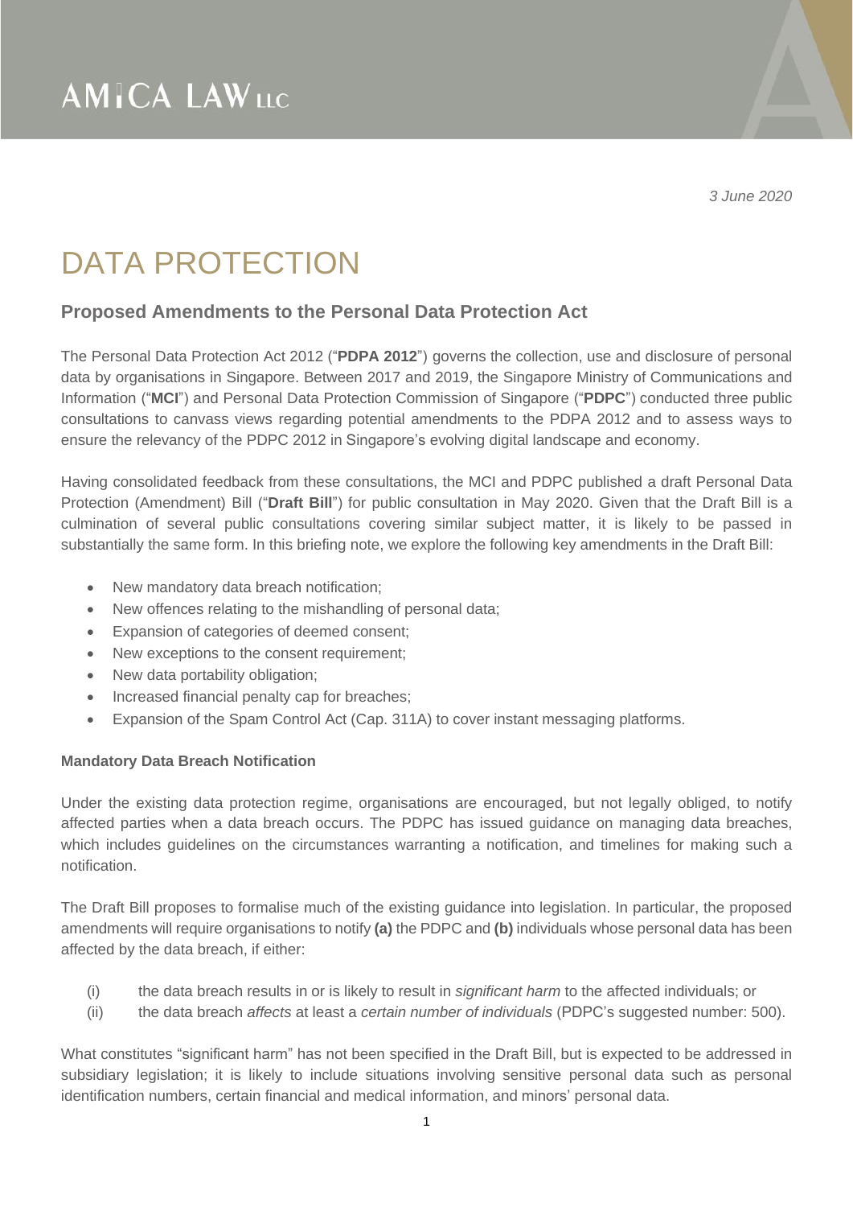AMICA LAW LLC

*3 June 2020*

# DATA PROTECTION

## Proposed Amendments to the Personal Data Protection Act

The Personal Data Protection Act 2012 ("**PDPA 2012**") governs the collection, use and disclosure of personal data by organisations in Singapore. Between 2017 and 2019, the Singapore Ministry of Communications and Information ("**MCI**") and Personal Data Protection Commission of Singapore ("**PDPC**") conducted three public consultations to canvass views regarding potential amendments to the PDPA 2012 and to assess ways to ensure the relevancy of the PDPC 2012 in Singapore's evolving digital landscape and economy.

Having consolidated feedback from these consultations, the MCI and PDPC published a draft Personal Data Protection (Amendment) Bill ("**Draft Bill**") for public consultation in May 2020. Given that the Draft Bill is a culmination of several public consultations covering similar subject matter, it is likely to be passed in substantially the same form. In this briefing note, we explore the following key amendments in the Draft Bill:

- New mandatory data breach notification;
- New offences relating to the mishandling of personal data;
- Expansion of categories of deemed consent;
- New exceptions to the consent requirement;
- New data portability obligation;
- Increased financial penalty cap for breaches;
- Expansion of the Spam Control Act (Cap. 311A) to cover instant messaging platforms.

**Mandatory Data Breach Notification**

Under the existing data protection regime, organisations are encouraged, but not legally obliged, to notify affected parties when a data breach occurs. The PDPC has issued guidance on managing data breaches, which includes guidelines on the circumstances warranting a notification, and timelines for making such a notification.

The Draft Bill proposes to formalise much of the existing guidance into legislation. In particular, the proposed amendments will require organisations to notify **(a)** the PDPC and **(b)** individuals whose personal data has been affected by the data breach, if either:

(i) the data breach results in or is likely to result in *significant harm* to the affected individuals; or

(ii) the data breach *affects* at least a *certain number of individuals* (PDPC's suggested number: 500).

What constitutes "significant harm" has not been specified in the Draft Bill, but is expected to be addressed in subsidiary legislation; it is likely to include situations involving sensitive personal data such as personal identification numbers, certain financial and medical information, and minors' personal data.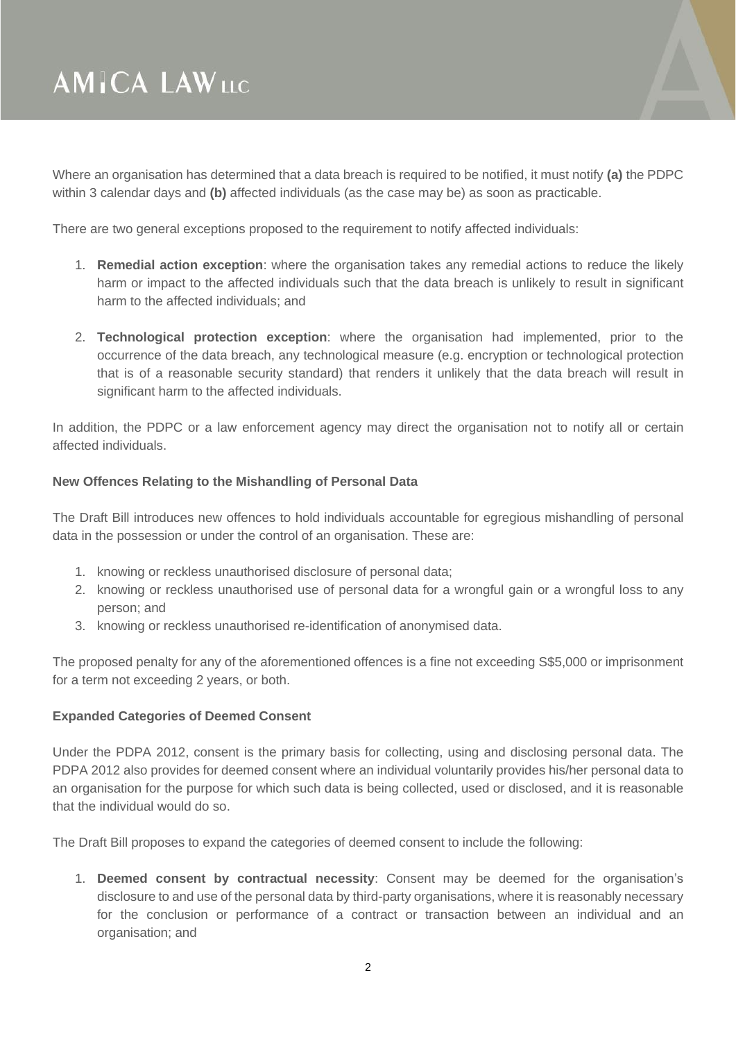Where an organisation has determined that a data breach is required to be notified, it must notify **(a)** the PDPC within 3 calendar days and **(b)** affected individuals (as the case may be) as soon as practicable.

There are two general exceptions proposed to the requirement to notify affected individuals:

1. **Remedial action exception**: where the organisation takes any remedial actions to reduce the likely harm or impact to the affected individuals such that the data breach is unlikely to result in significant harm to the affected individuals; and

2. **Technological protection exception**: where the organisation had implemented, prior to the occurrence of the data breach, any technological measure (e.g. encryption or technological protection that is of a reasonable security standard) that renders it unlikely that the data breach will result in significant harm to the affected individuals.

In addition, the PDPC or a law enforcement agency may direct the organisation not to notify all or certain affected individuals.

**New Offences Relating to the Mishandling of Personal Data**

The Draft Bill introduces new offences to hold individuals accountable for egregious mishandling of personal data in the possession or under the control of an organisation. These are:

1. knowing or reckless unauthorised disclosure of personal data;
2. knowing or reckless unauthorised use of personal data for a wrongful gain or a wrongful loss to any person; and
3. knowing or reckless unauthorised re-identification of anonymised data.

The proposed penalty for any of the aforementioned offences is a fine not exceeding S$5,000 or imprisonment for a term not exceeding 2 years, or both.

**Expanded Categories of Deemed Consent**

Under the PDPA 2012, consent is the primary basis for collecting, using and disclosing personal data. The PDPA 2012 also provides for deemed consent where an individual voluntarily provides his/her personal data to an organisation for the purpose for which such data is being collected, used or disclosed, and it is reasonable that the individual would do so.

The Draft Bill proposes to expand the categories of deemed consent to include the following:

1. **Deemed consent by contractual necessity**: Consent may be deemed for the organisation's disclosure to and use of the personal data by third-party organisations, where it is reasonably necessary for the conclusion or performance of a contract or transaction between an individual and an organisation; and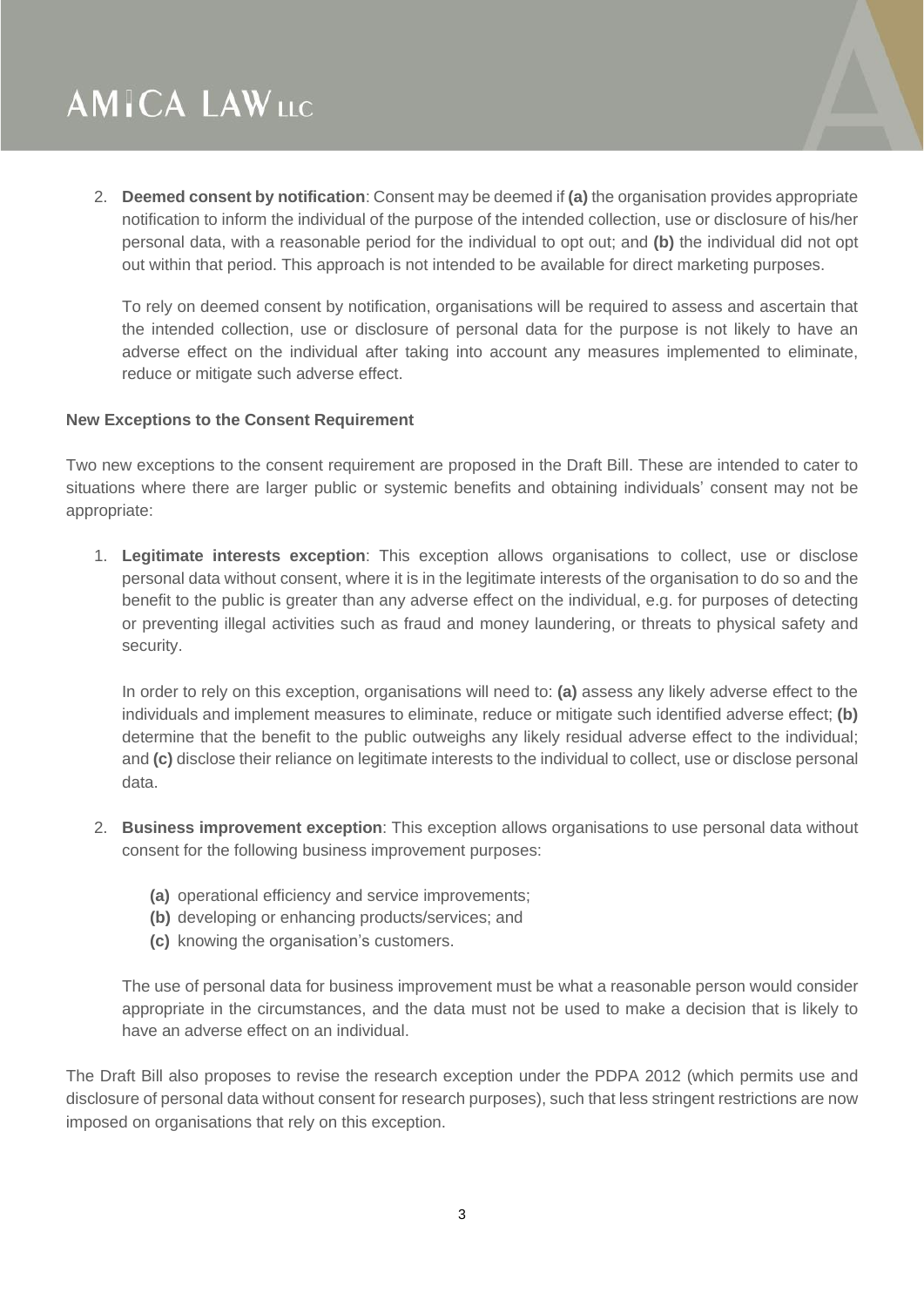2. **Deemed consent by notification**: Consent may be deemed if **(a)** the organisation provides appropriate notification to inform the individual of the purpose of the intended collection, use or disclosure of his/her personal data, with a reasonable period for the individual to opt out; and **(b)** the individual did not opt out within that period. This approach is not intended to be available for direct marketing purposes.

   To rely on deemed consent by notification, organisations will be required to assess and ascertain that the intended collection, use or disclosure of personal data for the purpose is not likely to have an adverse effect on the individual after taking into account any measures implemented to eliminate, reduce or mitigate such adverse effect.

**New Exceptions to the Consent Requirement**

Two new exceptions to the consent requirement are proposed in the Draft Bill. These are intended to cater to situations where there are larger public or systemic benefits and obtaining individuals' consent may not be appropriate:

1. **Legitimate interests exception**: This exception allows organisations to collect, use or disclose personal data without consent, where it is in the legitimate interests of the organisation to do so and the benefit to the public is greater than any adverse effect on the individual, e.g. for purposes of detecting or preventing illegal activities such as fraud and money laundering, or threats to physical safety and security.

   In order to rely on this exception, organisations will need to: **(a)** assess any likely adverse effect to the individuals and implement measures to eliminate, reduce or mitigate such identified adverse effect; **(b)** determine that the benefit to the public outweighs any likely residual adverse effect to the individual; and **(c)** disclose their reliance on legitimate interests to the individual to collect, use or disclose personal data.

2. **Business improvement exception**: This exception allows organisations to use personal data without consent for the following business improvement purposes:

   **(a)** operational efficiency and service improvements;
   **(b)** developing or enhancing products/services; and
   **(c)** knowing the organisation's customers.

   The use of personal data for business improvement must be what a reasonable person would consider appropriate in the circumstances, and the data must not be used to make a decision that is likely to have an adverse effect on an individual.

The Draft Bill also proposes to revise the research exception under the PDPA 2012 (which permits use and disclosure of personal data without consent for research purposes), such that less stringent restrictions are now imposed on organisations that rely on this exception.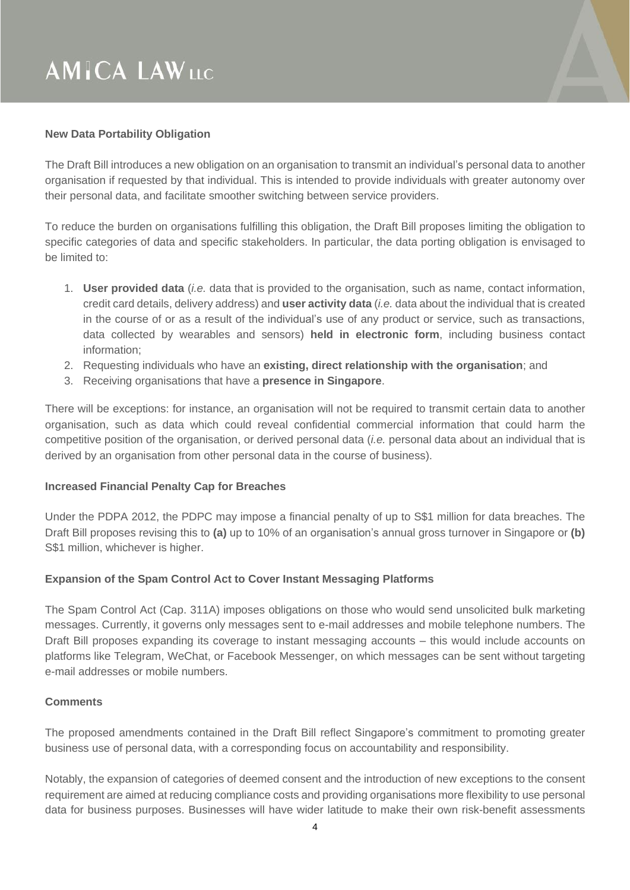**New Data Portability Obligation**

The Draft Bill introduces a new obligation on an organisation to transmit an individual's personal data to another organisation if requested by that individual. This is intended to provide individuals with greater autonomy over their personal data, and facilitate smoother switching between service providers.

To reduce the burden on organisations fulfilling this obligation, the Draft Bill proposes limiting the obligation to specific categories of data and specific stakeholders. In particular, the data porting obligation is envisaged to be limited to:

1. **User provided data** (*i.e.* data that is provided to the organisation, such as name, contact information, credit card details, delivery address) and **user activity data** (*i.e.* data about the individual that is created in the course of or as a result of the individual's use of any product or service, such as transactions, data collected by wearables and sensors) **held in electronic form**, including business contact information;
2. Requesting individuals who have an **existing, direct relationship with the organisation**; and
3. Receiving organisations that have a **presence in Singapore**.

There will be exceptions: for instance, an organisation will not be required to transmit certain data to another organisation, such as data which could reveal confidential commercial information that could harm the competitive position of the organisation, or derived personal data (*i.e.* personal data about an individual that is derived by an organisation from other personal data in the course of business).

**Increased Financial Penalty Cap for Breaches**

Under the PDPA 2012, the PDPC may impose a financial penalty of up to S$1 million for data breaches. The Draft Bill proposes revising this to **(a)** up to 10% of an organisation's annual gross turnover in Singapore or **(b)** S$1 million, whichever is higher.

**Expansion of the Spam Control Act to Cover Instant Messaging Platforms**

The Spam Control Act (Cap. 311A) imposes obligations on those who would send unsolicited bulk marketing messages. Currently, it governs only messages sent to e-mail addresses and mobile telephone numbers. The Draft Bill proposes expanding its coverage to instant messaging accounts – this would include accounts on platforms like Telegram, WeChat, or Facebook Messenger, on which messages can be sent without targeting e-mail addresses or mobile numbers.

**Comments**

The proposed amendments contained in the Draft Bill reflect Singapore's commitment to promoting greater business use of personal data, with a corresponding focus on accountability and responsibility.

Notably, the expansion of categories of deemed consent and the introduction of new exceptions to the consent requirement are aimed at reducing compliance costs and providing organisations more flexibility to use personal data for business purposes. Businesses will have wider latitude to make their own risk-benefit assessments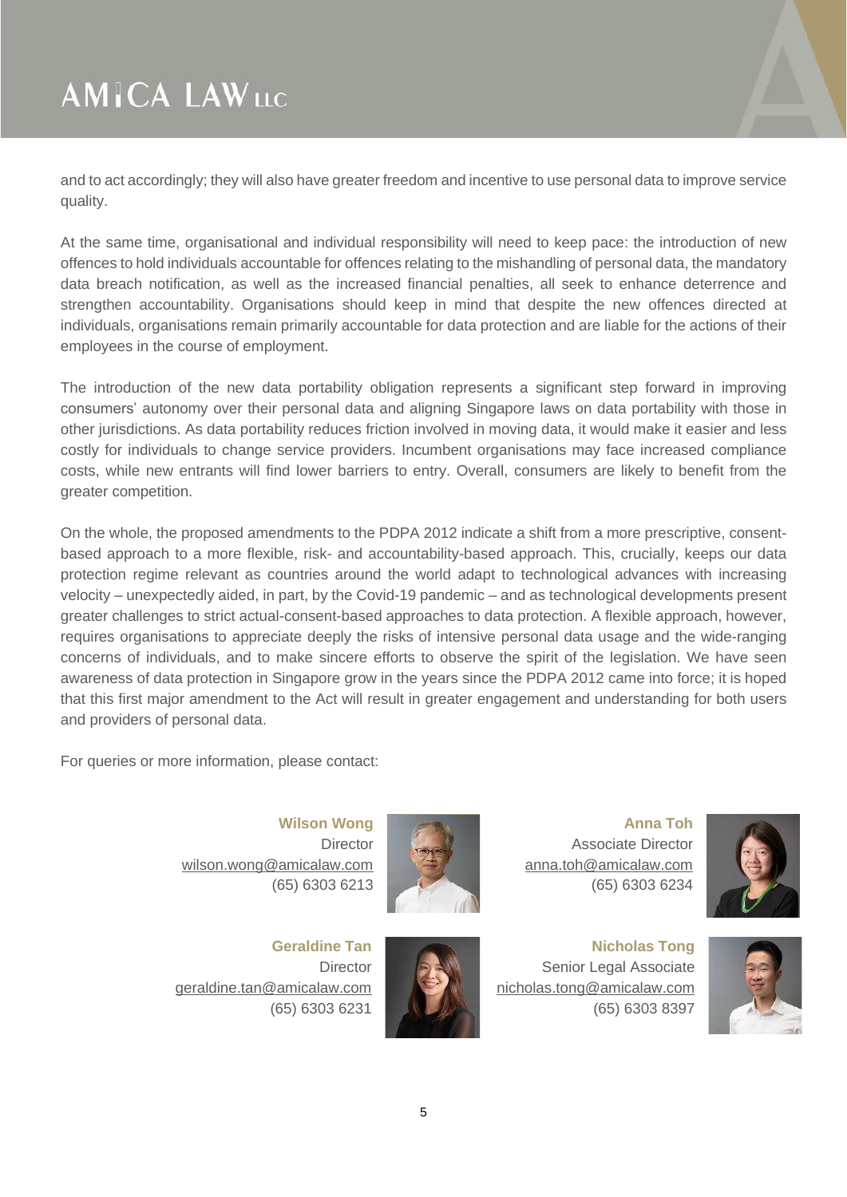and to act accordingly; they will also have greater freedom and incentive to use personal data to improve service quality.

At the same time, organisational and individual responsibility will need to keep pace: the introduction of new offences to hold individuals accountable for offences relating to the mishandling of personal data, the mandatory data breach notification, as well as the increased financial penalties, all seek to enhance deterrence and strengthen accountability. Organisations should keep in mind that despite the new offences directed at individuals, organisations remain primarily accountable for data protection and are liable for the actions of their employees in the course of employment.

The introduction of the new data portability obligation represents a significant step forward in improving consumers' autonomy over their personal data and aligning Singapore laws on data portability with those in other jurisdictions. As data portability reduces friction involved in moving data, it would make it easier and less costly for individuals to change service providers. Incumbent organisations may face increased compliance costs, while new entrants will find lower barriers to entry. Overall, consumers are likely to benefit from the greater competition.

On the whole, the proposed amendments to the PDPA 2012 indicate a shift from a more prescriptive, consent-based approach to a more flexible, risk- and accountability-based approach. This, crucially, keeps our data protection regime relevant as countries around the world adapt to technological advances with increasing velocity – unexpectedly aided, in part, by the Covid-19 pandemic – and as technological developments present greater challenges to strict actual-consent-based approaches to data protection. A flexible approach, however, requires organisations to appreciate deeply the risks of intensive personal data usage and the wide-ranging concerns of individuals, and to make sincere efforts to observe the spirit of the legislation. We have seen awareness of data protection in Singapore grow in the years since the PDPA 2012 came into force; it is hoped that this first major amendment to the Act will result in greater engagement and understanding for both users and providers of personal data.

For queries or more information, please contact:

**Wilson Wong**
Director
wilson.wong@amicalaw.com
(65) 6303 6213

**Anna Toh**
Associate Director
anna.toh@amicalaw.com
(65) 6303 6234

**Geraldine Tan**
Director
geraldine.tan@amicalaw.com
(65) 6303 6231

**Nicholas Tong**
Senior Legal Associate
nicholas.tong@amicalaw.com
(65) 6303 8397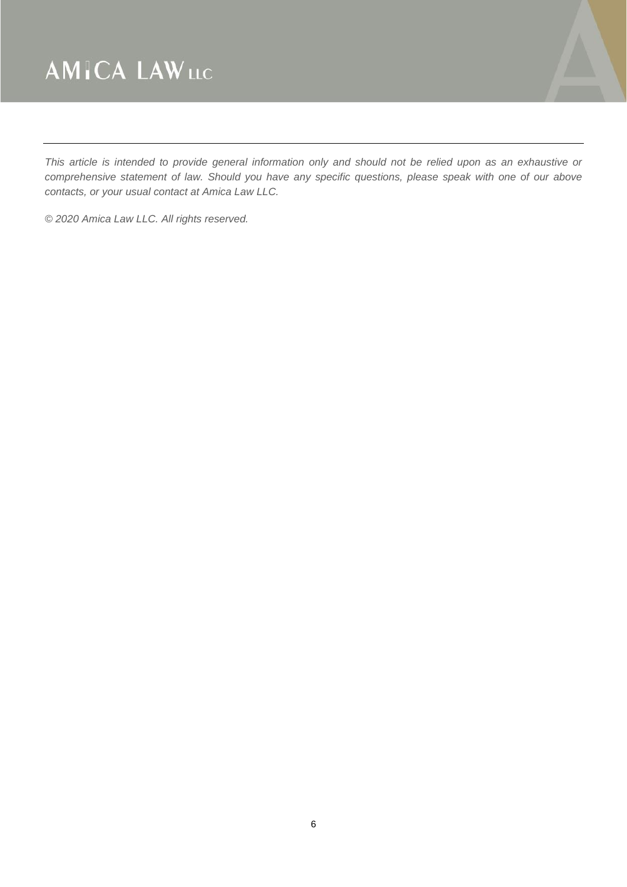*This article is intended to provide general information only and should not be relied upon as an exhaustive or comprehensive statement of law. Should you have any specific questions, please speak with one of our above contacts, or your usual contact at Amica Law LLC.*

*© 2020 Amica Law LLC. All rights reserved.*